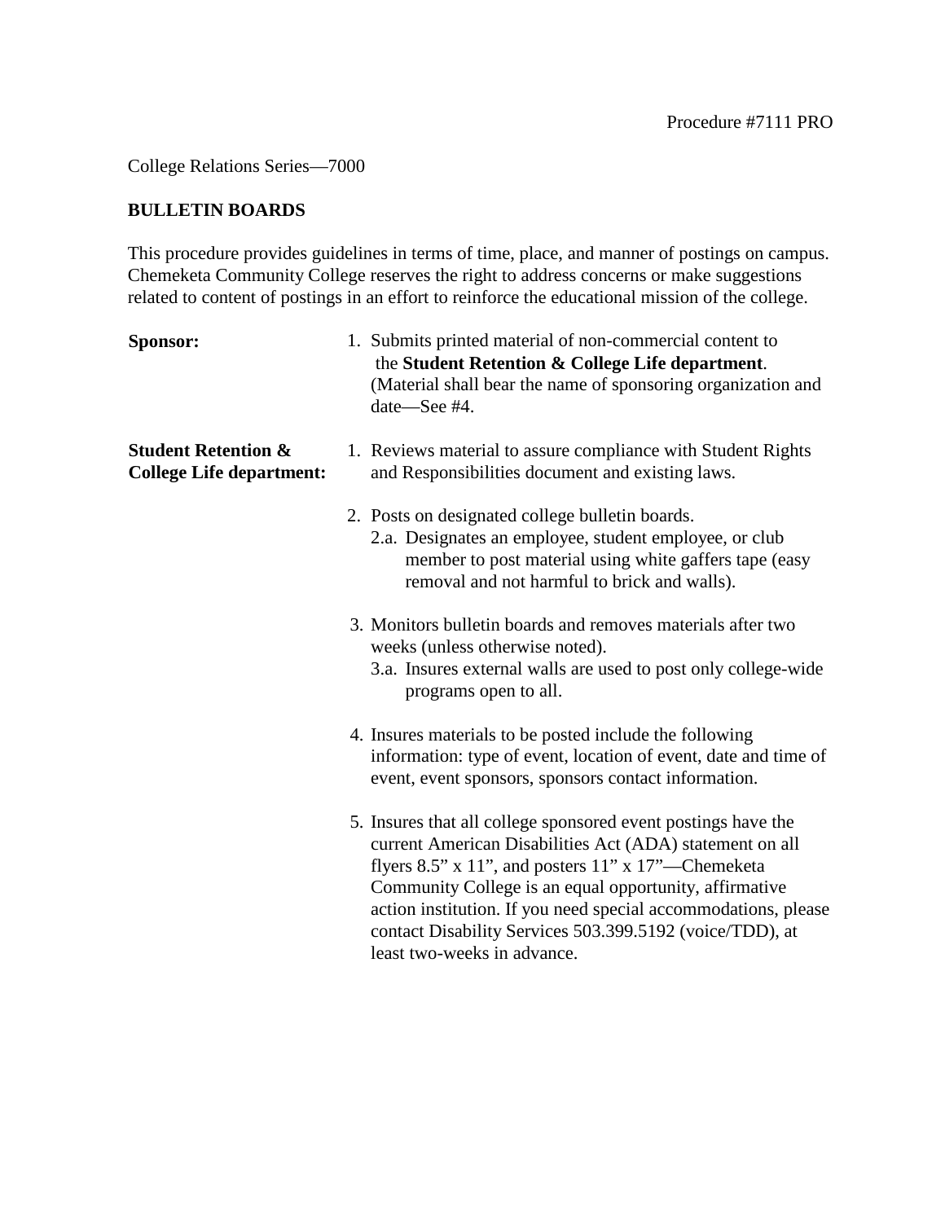Procedure #7111 PRO

College Relations Series—7000

## BULLETIN BOARDS

This procedure provides guidelines in terms of time, place, and manner of postings on campus. Chemeketa Community College reserves the right to address concerns or make suggestions related to content of postings in an effort to reinforce the educational mission of the college.

**Sponsor:**

1. Submits printed material of non-commercial content to the **Student Retention & College Life department**. (Material shall bear the name of sponsoring organization and date—See #4.

**Student Retention & College Life department:**

1. Reviews material to assure compliance with Student Rights and Responsibilities document and existing laws.
2. Posts on designated college bulletin boards.
   - 2.a. Designates an employee, student employee, or club member to post material using white gaffers tape (easy removal and not harmful to brick and walls).
3. Monitors bulletin boards and removes materials after two weeks (unless otherwise noted).
   - 3.a. Insures external walls are used to post only college-wide programs open to all.
4. Insures materials to be posted include the following information: type of event, location of event, date and time of event, event sponsors, sponsors contact information.
5. Insures that all college sponsored event postings have the current American Disabilities Act (ADA) statement on all flyers 8.5" x 11", and posters 11" x 17"—Chemeketa Community College is an equal opportunity, affirmative action institution. If you need special accommodations, please contact Disability Services 503.399.5192 (voice/TDD), at least two-weeks in advance.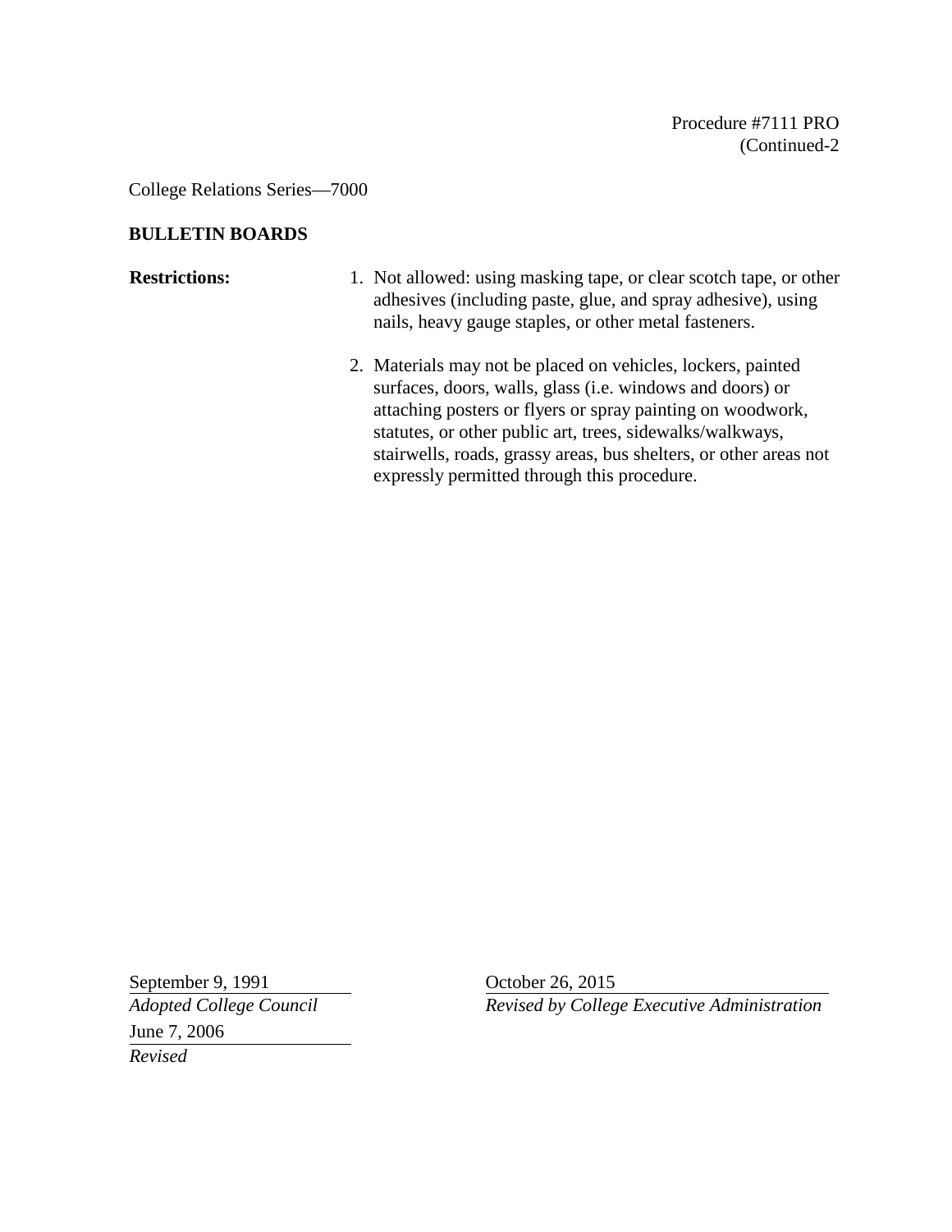College Relations Series—7000

**BULLETIN BOARDS**

**Restrictions:**

1. Not allowed: using masking tape, or clear scotch tape, or other adhesives (including paste, glue, and spray adhesive), using nails, heavy gauge staples, or other metal fasteners.

2. Materials may not be placed on vehicles, lockers, painted surfaces, doors, walls, glass (i.e. windows and doors) or attaching posters or flyers or spray painting on woodwork, statutes, or other public art, trees, sidewalks/walkways, stairwells, roads, grassy areas, bus shelters, or other areas not expressly permitted through this procedure.

September 9, 1991
*Adopted College Council*

June 7, 2006
*Revised*

October 26, 2015
*Revised by College Executive Administration*